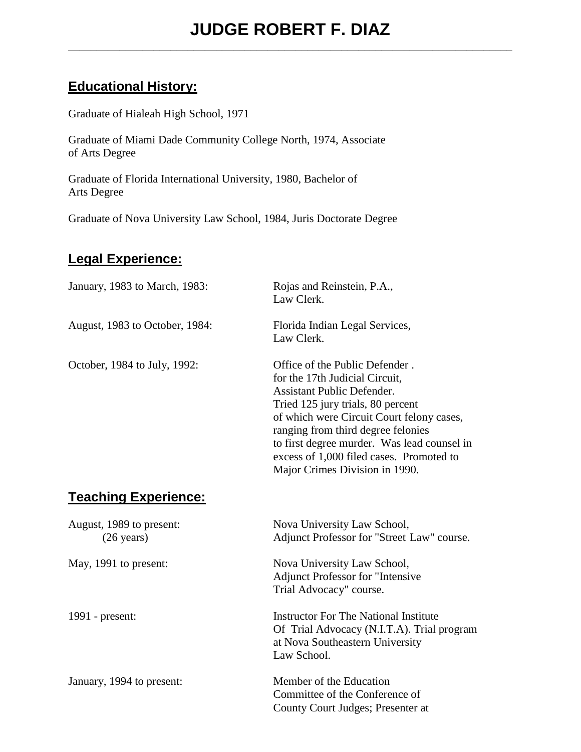# JUDGE ROBERT F. DIAZ

## Educational History:

Graduate of Hialeah High School, 1971

Graduate of Miami Dade Community College North, 1974, Associate of Arts Degree

Graduate of Florida International University, 1980, Bachelor of Arts Degree

Graduate of Nova University Law School, 1984, Juris Doctorate Degree

## Legal Experience:

| | |
|---|---|
| January, 1983 to March, 1983: | Rojas and Reinstein, P.A., Law Clerk. |
| August, 1983 to October, 1984: | Florida Indian Legal Services, Law Clerk. |
| October, 1984 to July, 1992: | Office of the Public Defender . for the 17th Judicial Circuit, Assistant Public Defender. Tried 125 jury trials, 80 percent of which were Circuit Court felony cases, ranging from third degree felonies to first degree murder. Was lead counsel in excess of 1,000 filed cases. Promoted to Major Crimes Division in 1990. |

## Teaching Experience:

| | |
|---|---|
| August, 1989 to present: (26 years) | Nova University Law School, Adjunct Professor for "Street Law" course. |
| May, 1991 to present: | Nova University Law School, Adjunct Professor for "Intensive Trial Advocacy" course. |
| 1991 - present: | Instructor For The National Institute Of Trial Advocacy (N.I.T.A). Trial program at Nova Southeastern University Law School. |
| January, 1994 to present: | Member of the Education Committee of the Conference of County Court Judges; Presenter at |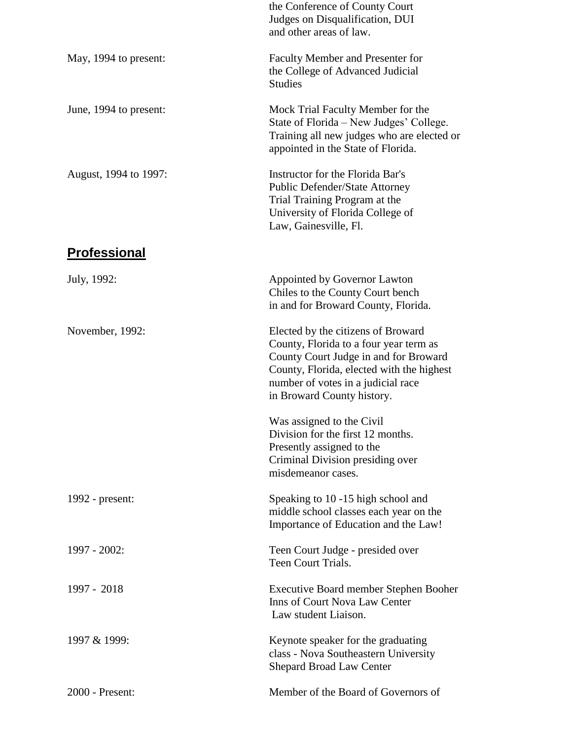the Conference of County Court Judges on Disqualification, DUI and other areas of law.

| | |
|---|---|
| May, 1994 to present: | Faculty Member and Presenter for the College of Advanced Judicial Studies |
| June, 1994 to present: | Mock Trial Faculty Member for the State of Florida – New Judges' College. Training all new judges who are elected or appointed in the State of Florida. |
| August, 1994 to 1997: | Instructor for the Florida Bar's Public Defender/State Attorney Trial Training Program at the University of Florida College of Law, Gainesville, Fl. |

## Professional

| | |
|---|---|
| July, 1992: | Appointed by Governor Lawton Chiles to the County Court bench in and for Broward County, Florida. |
| November, 1992: | Elected by the citizens of Broward County, Florida to a four year term as County Court Judge in and for Broward County, Florida, elected with the highest number of votes in a judicial race in Broward County history.<br><br>Was assigned to the Civil Division for the first 12 months. Presently assigned to the Criminal Division presiding over misdemeanor cases. |
| 1992 - present: | Speaking to 10 -15 high school and middle school classes each year on the Importance of Education and the Law! |
| 1997 - 2002: | Teen Court Judge - presided over Teen Court Trials. |
| 1997 - 2018 | Executive Board member Stephen Booher Inns of Court Nova Law Center Law student Liaison. |
| 1997 & 1999: | Keynote speaker for the graduating class - Nova Southeastern University Shepard Broad Law Center |
| 2000 - Present: | Member of the Board of Governors of |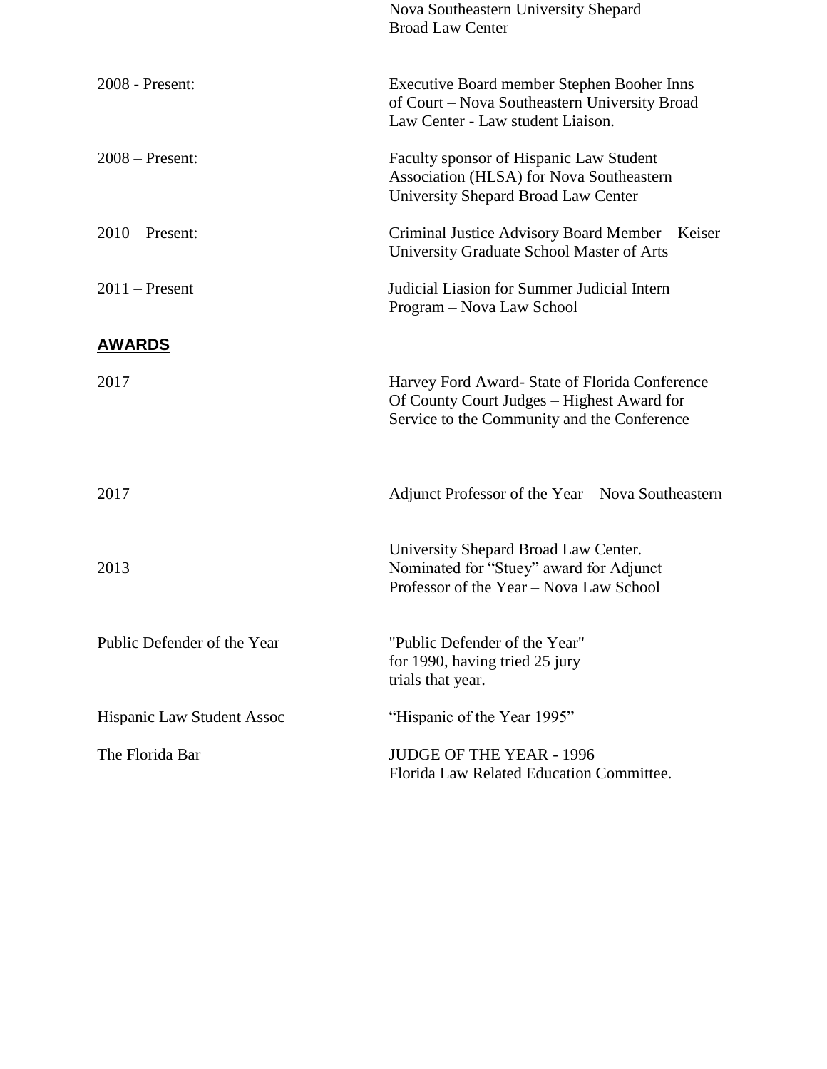| | |
|---|---|
| | Nova Southeastern University Shepard Broad Law Center |
| 2008 - Present: | Executive Board member Stephen Booher Inns of Court – Nova Southeastern University Broad Law Center - Law student Liaison. |
| 2008 – Present: | Faculty sponsor of Hispanic Law Student Association (HLSA) for Nova Southeastern University Shepard Broad Law Center |
| 2010 – Present: | Criminal Justice Advisory Board Member – Keiser University Graduate School Master of Arts |
| 2011 – Present | Judicial Liasion for Summer Judicial Intern Program – Nova Law School |

## AWARDS

| | |
|---|---|
| 2017 | Harvey Ford Award- State of Florida Conference Of County Court Judges – Highest Award for Service to the Community and the Conference |
| 2017 | Adjunct Professor of the Year – Nova Southeastern University Shepard Broad Law Center. |
| 2013 | Nominated for "Stuey" award for Adjunct Professor of the Year – Nova Law School |
| Public Defender of the Year | "Public Defender of the Year" for 1990, having tried 25 jury trials that year. |
| Hispanic Law Student Assoc | "Hispanic of the Year 1995" |
| The Florida Bar | JUDGE OF THE YEAR - 1996 Florida Law Related Education Committee. |